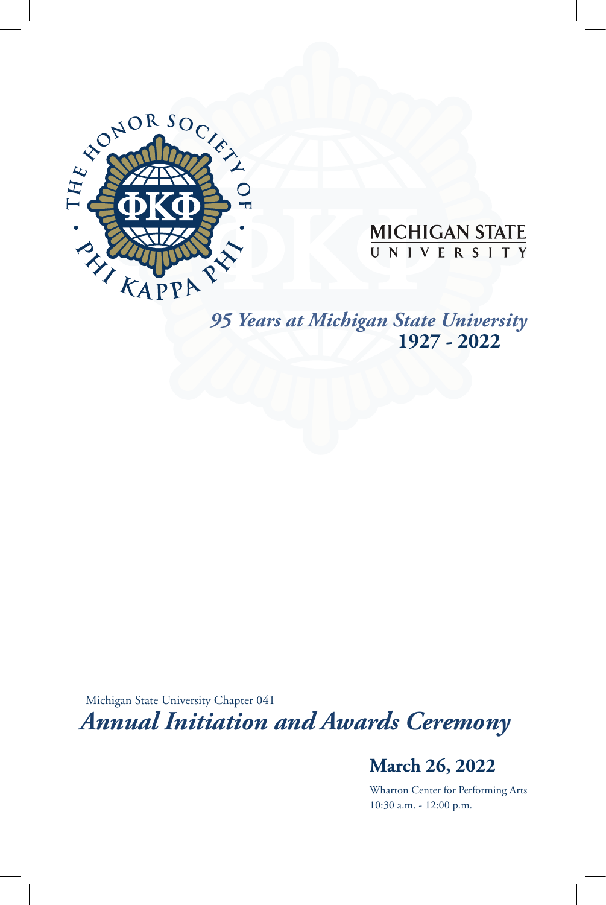THE HONOR SOCIETY OF PHI KAPPA PHI

ΦΚΦ

MICHIGAN STATE UNIVERSITY

*95 Years at Michigan State University*

**1927 - 2022**

Michigan State University Chapter 041

# *Annual Initiation and Awards Ceremony*

## March 26, 2022

Wharton Center for Performing Arts

10:30 a.m. - 12:00 p.m.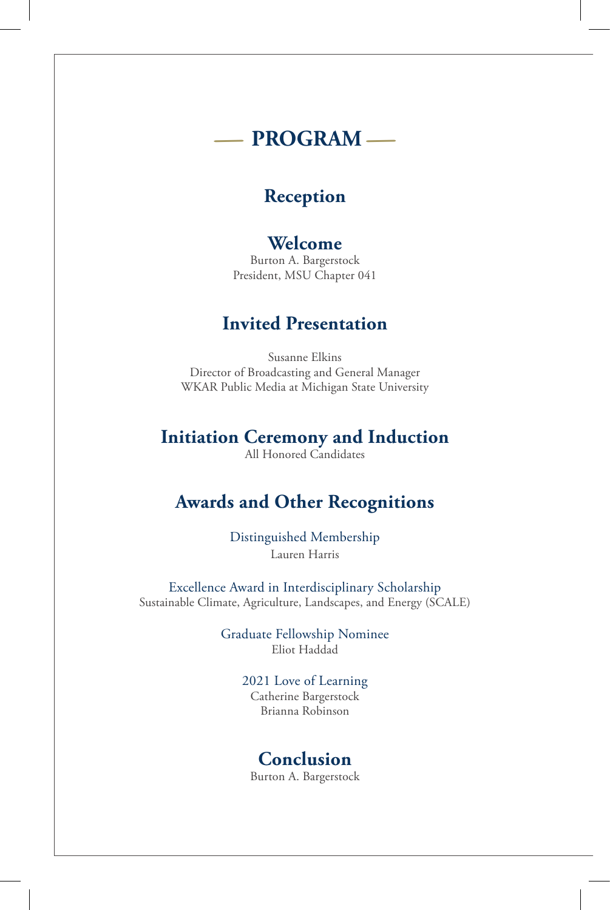# PROGRAM

## Reception

## Welcome

Burton A. Bargerstock
President, MSU Chapter 041

## Invited Presentation

Susanne Elkins
Director of Broadcasting and General Manager
WKAR Public Media at Michigan State University

## Initiation Ceremony and Induction

All Honored Candidates

## Awards and Other Recognitions

Distinguished Membership
Lauren Harris

Excellence Award in Interdisciplinary Scholarship
Sustainable Climate, Agriculture, Landscapes, and Energy (SCALE)

Graduate Fellowship Nominee
Eliot Haddad

2021 Love of Learning
Catherine Bargerstock
Brianna Robinson

## Conclusion

Burton A. Bargerstock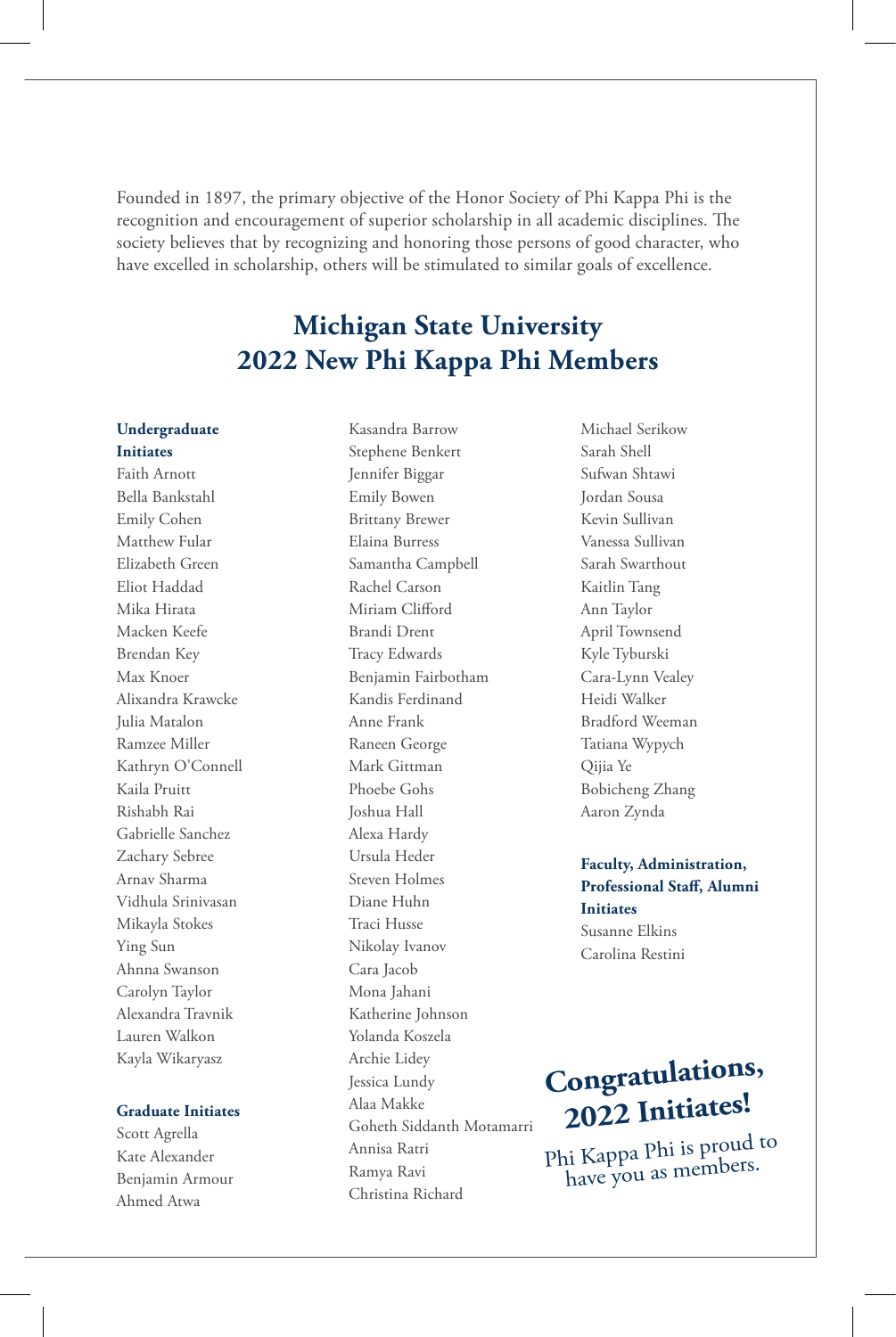Founded in 1897, the primary objective of the Honor Society of Phi Kappa Phi is the recognition and encouragement of superior scholarship in all academic disciplines. The society believes that by recognizing and honoring those persons of good character, who have excelled in scholarship, others will be stimulated to similar goals of excellence.

# Michigan State University 2022 New Phi Kappa Phi Members

**Undergraduate Initiates**

Faith Arnott
Bella Bankstahl
Emily Cohen
Matthew Fular
Elizabeth Green
Eliot Haddad
Mika Hirata
Macken Keefe
Brendan Key
Max Knoer
Alixandra Krawcke
Julia Matalon
Ramzee Miller
Kathryn O'Connell
Kaila Pruitt
Rishabh Rai
Gabrielle Sanchez
Zachary Sebree
Arnav Sharma
Vidhula Srinivasan
Mikayla Stokes
Ying Sun
Ahnna Swanson
Carolyn Taylor
Alexandra Travnik
Lauren Walkon
Kayla Wikaryasz

**Graduate Initiates**

Scott Agrella
Kate Alexander
Benjamin Armour
Ahmed Atwa
Kasandra Barrow
Stephene Benkert
Jennifer Biggar
Emily Bowen
Brittany Brewer
Elaina Burress
Samantha Campbell
Rachel Carson
Miriam Clifford
Brandi Drent
Tracy Edwards
Benjamin Fairbotham
Kandis Ferdinand
Anne Frank
Raneen George
Mark Gittman
Phoebe Gohs
Joshua Hall
Alexa Hardy
Ursula Heder
Steven Holmes
Diane Huhn
Traci Husse
Nikolay Ivanov
Cara Jacob
Mona Jahani
Katherine Johnson
Yolanda Koszela
Archie Lidey
Jessica Lundy
Alaa Makke
Goheth Siddanth Motamarri
Annisa Ratri
Ramya Ravi
Christina Richard
Michael Serikow
Sarah Shell
Sufwan Shtawi
Jordan Sousa
Kevin Sullivan
Vanessa Sullivan
Sarah Swarthout
Kaitlin Tang
Ann Taylor
April Townsend
Kyle Tyburski
Cara-Lynn Vealey
Heidi Walker
Bradford Weeman
Tatiana Wypych
Qijia Ye
Bobicheng Zhang
Aaron Zynda

**Faculty, Administration, Professional Staff, Alumni Initiates**

Susanne Elkins
Carolina Restini

**Congratulations, 2022 Initiates!**

Phi Kappa Phi is proud to have you as members.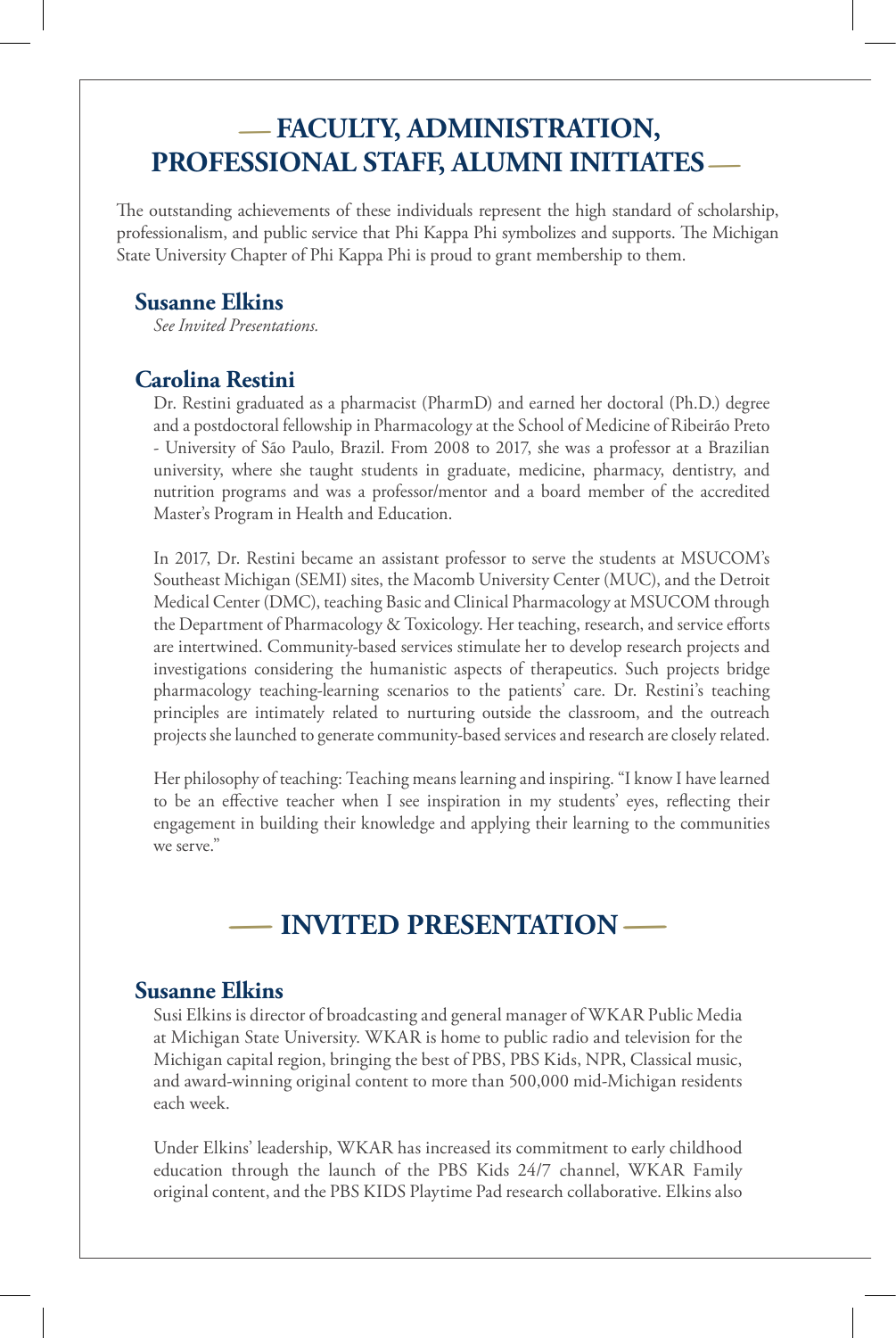## FACULTY, ADMINISTRATION, PROFESSIONAL STAFF, ALUMNI INITIATES

The outstanding achievements of these individuals represent the high standard of scholarship, professionalism, and public service that Phi Kappa Phi symbolizes and supports. The Michigan State University Chapter of Phi Kappa Phi is proud to grant membership to them.

### Susanne Elkins

*See Invited Presentations.*

### Carolina Restini

Dr. Restini graduated as a pharmacist (PharmD) and earned her doctoral (Ph.D.) degree and a postdoctoral fellowship in Pharmacology at the School of Medicine of Ribeirão Preto - University of São Paulo, Brazil. From 2008 to 2017, she was a professor at a Brazilian university, where she taught students in graduate, medicine, pharmacy, dentistry, and nutrition programs and was a professor/mentor and a board member of the accredited Master's Program in Health and Education.

In 2017, Dr. Restini became an assistant professor to serve the students at MSUCOM's Southeast Michigan (SEMI) sites, the Macomb University Center (MUC), and the Detroit Medical Center (DMC), teaching Basic and Clinical Pharmacology at MSUCOM through the Department of Pharmacology & Toxicology. Her teaching, research, and service efforts are intertwined. Community-based services stimulate her to develop research projects and investigations considering the humanistic aspects of therapeutics. Such projects bridge pharmacology teaching-learning scenarios to the patients' care. Dr. Restini's teaching principles are intimately related to nurturing outside the classroom, and the outreach projects she launched to generate community-based services and research are closely related.

Her philosophy of teaching: Teaching means learning and inspiring. "I know I have learned to be an effective teacher when I see inspiration in my students' eyes, reflecting their engagement in building their knowledge and applying their learning to the communities we serve."

## INVITED PRESENTATION

### Susanne Elkins

Susi Elkins is director of broadcasting and general manager of WKAR Public Media at Michigan State University. WKAR is home to public radio and television for the Michigan capital region, bringing the best of PBS, PBS Kids, NPR, Classical music, and award-winning original content to more than 500,000 mid-Michigan residents each week.

Under Elkins' leadership, WKAR has increased its commitment to early childhood education through the launch of the PBS Kids 24/7 channel, WKAR Family original content, and the PBS KIDS Playtime Pad research collaborative. Elkins also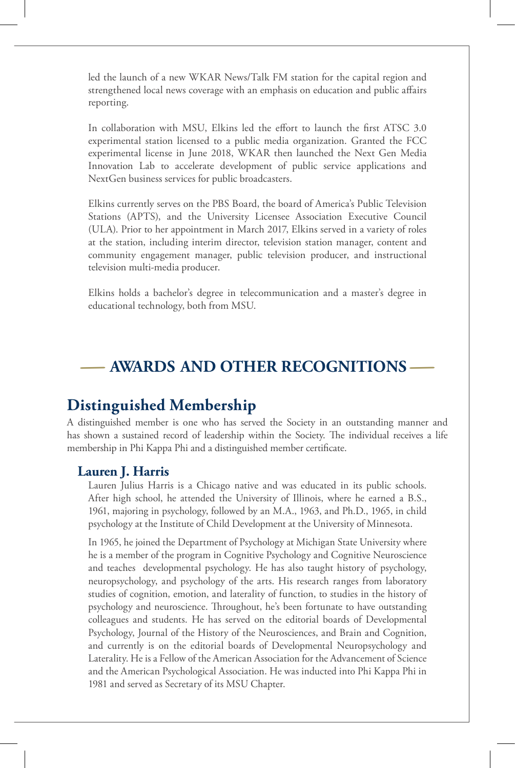led the launch of a new WKAR News/Talk FM station for the capital region and strengthened local news coverage with an emphasis on education and public affairs reporting.

In collaboration with MSU, Elkins led the effort to launch the first ATSC 3.0 experimental station licensed to a public media organization. Granted the FCC experimental license in June 2018, WKAR then launched the Next Gen Media Innovation Lab to accelerate development of public service applications and NextGen business services for public broadcasters.

Elkins currently serves on the PBS Board, the board of America's Public Television Stations (APTS), and the University Licensee Association Executive Council (ULA). Prior to her appointment in March 2017, Elkins served in a variety of roles at the station, including interim director, television station manager, content and community engagement manager, public television producer, and instructional television multi-media producer.

Elkins holds a bachelor's degree in telecommunication and a master's degree in educational technology, both from MSU.

# AWARDS AND OTHER RECOGNITIONS

## Distinguished Membership

A distinguished member is one who has served the Society in an outstanding manner and has shown a sustained record of leadership within the Society. The individual receives a life membership in Phi Kappa Phi and a distinguished member certificate.

### Lauren J. Harris

Lauren Julius Harris is a Chicago native and was educated in its public schools. After high school, he attended the University of Illinois, where he earned a B.S., 1961, majoring in psychology, followed by an M.A., 1963, and Ph.D., 1965, in child psychology at the Institute of Child Development at the University of Minnesota.

In 1965, he joined the Department of Psychology at Michigan State University where he is a member of the program in Cognitive Psychology and Cognitive Neuroscience and teaches developmental psychology. He has also taught history of psychology, neuropsychology, and psychology of the arts. His research ranges from laboratory studies of cognition, emotion, and laterality of function, to studies in the history of psychology and neuroscience. Throughout, he's been fortunate to have outstanding colleagues and students. He has served on the editorial boards of Developmental Psychology, Journal of the History of the Neurosciences, and Brain and Cognition, and currently is on the editorial boards of Developmental Neuropsychology and Laterality. He is a Fellow of the American Association for the Advancement of Science and the American Psychological Association. He was inducted into Phi Kappa Phi in 1981 and served as Secretary of its MSU Chapter.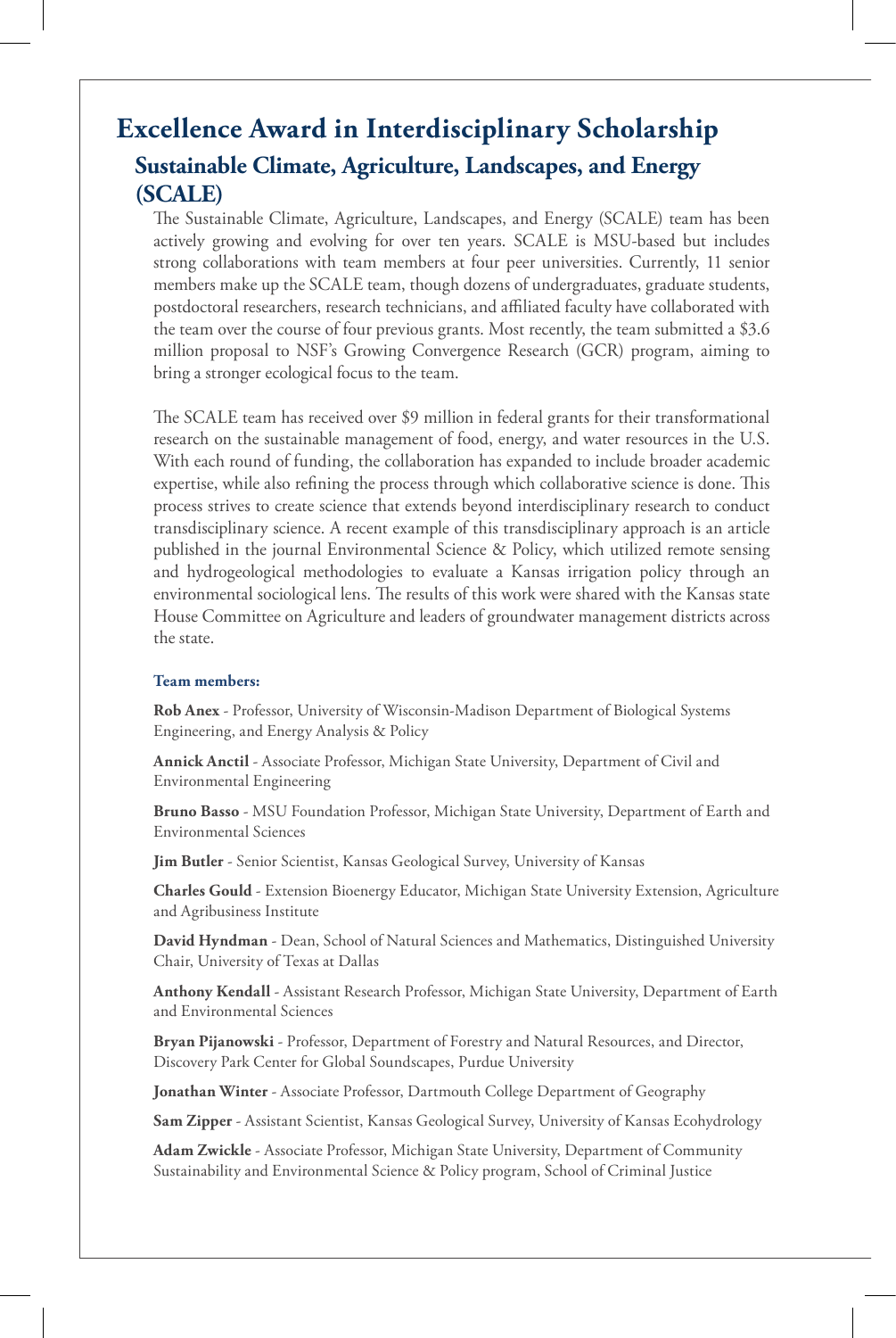# Excellence Award in Interdisciplinary Scholarship

## Sustainable Climate, Agriculture, Landscapes, and Energy (SCALE)

The Sustainable Climate, Agriculture, Landscapes, and Energy (SCALE) team has been actively growing and evolving for over ten years. SCALE is MSU-based but includes strong collaborations with team members at four peer universities. Currently, 11 senior members make up the SCALE team, though dozens of undergraduates, graduate students, postdoctoral researchers, research technicians, and affiliated faculty have collaborated with the team over the course of four previous grants. Most recently, the team submitted a $3.6 million proposal to NSF's Growing Convergence Research (GCR) program, aiming to bring a stronger ecological focus to the team.

The SCALE team has received over $9 million in federal grants for their transformational research on the sustainable management of food, energy, and water resources in the U.S. With each round of funding, the collaboration has expanded to include broader academic expertise, while also refining the process through which collaborative science is done. This process strives to create science that extends beyond interdisciplinary research to conduct transdisciplinary science. A recent example of this transdisciplinary approach is an article published in the journal Environmental Science & Policy, which utilized remote sensing and hydrogeological methodologies to evaluate a Kansas irrigation policy through an environmental sociological lens. The results of this work were shared with the Kansas state House Committee on Agriculture and leaders of groundwater management districts across the state.

**Team members:**

**Rob Anex** - Professor, University of Wisconsin-Madison Department of Biological Systems Engineering, and Energy Analysis & Policy

**Annick Anctil** - Associate Professor, Michigan State University, Department of Civil and Environmental Engineering

**Bruno Basso** - MSU Foundation Professor, Michigan State University, Department of Earth and Environmental Sciences

**Jim Butler** - Senior Scientist, Kansas Geological Survey, University of Kansas

**Charles Gould** - Extension Bioenergy Educator, Michigan State University Extension, Agriculture and Agribusiness Institute

**David Hyndman** - Dean, School of Natural Sciences and Mathematics, Distinguished University Chair, University of Texas at Dallas

**Anthony Kendall** - Assistant Research Professor, Michigan State University, Department of Earth and Environmental Sciences

**Bryan Pijanowski** - Professor, Department of Forestry and Natural Resources, and Director, Discovery Park Center for Global Soundscapes, Purdue University

**Jonathan Winter** - Associate Professor, Dartmouth College Department of Geography

**Sam Zipper** - Assistant Scientist, Kansas Geological Survey, University of Kansas Ecohydrology

**Adam Zwickle** - Associate Professor, Michigan State University, Department of Community Sustainability and Environmental Science & Policy program, School of Criminal Justice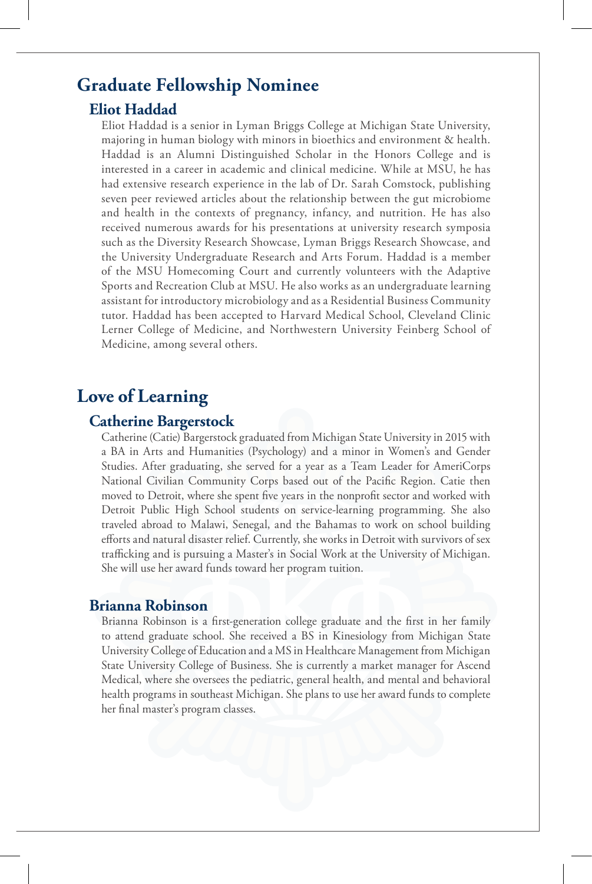## Graduate Fellowship Nominee

### Eliot Haddad

Eliot Haddad is a senior in Lyman Briggs College at Michigan State University, majoring in human biology with minors in bioethics and environment & health. Haddad is an Alumni Distinguished Scholar in the Honors College and is interested in a career in academic and clinical medicine. While at MSU, he has had extensive research experience in the lab of Dr. Sarah Comstock, publishing seven peer reviewed articles about the relationship between the gut microbiome and health in the contexts of pregnancy, infancy, and nutrition. He has also received numerous awards for his presentations at university research symposia such as the Diversity Research Showcase, Lyman Briggs Research Showcase, and the University Undergraduate Research and Arts Forum. Haddad is a member of the MSU Homecoming Court and currently volunteers with the Adaptive Sports and Recreation Club at MSU. He also works as an undergraduate learning assistant for introductory microbiology and as a Residential Business Community tutor. Haddad has been accepted to Harvard Medical School, Cleveland Clinic Lerner College of Medicine, and Northwestern University Feinberg School of Medicine, among several others.

## Love of Learning

### Catherine Bargerstock

Catherine (Catie) Bargerstock graduated from Michigan State University in 2015 with a BA in Arts and Humanities (Psychology) and a minor in Women's and Gender Studies. After graduating, she served for a year as a Team Leader for AmeriCorps National Civilian Community Corps based out of the Pacific Region. Catie then moved to Detroit, where she spent five years in the nonprofit sector and worked with Detroit Public High School students on service-learning programming. She also traveled abroad to Malawi, Senegal, and the Bahamas to work on school building efforts and natural disaster relief. Currently, she works in Detroit with survivors of sex trafficking and is pursuing a Master's in Social Work at the University of Michigan. She will use her award funds toward her program tuition.

### Brianna Robinson

Brianna Robinson is a first-generation college graduate and the first in her family to attend graduate school. She received a BS in Kinesiology from Michigan State University College of Education and a MS in Healthcare Management from Michigan State University College of Business. She is currently a market manager for Ascend Medical, where she oversees the pediatric, general health, and mental and behavioral health programs in southeast Michigan. She plans to use her award funds to complete her final master's program classes.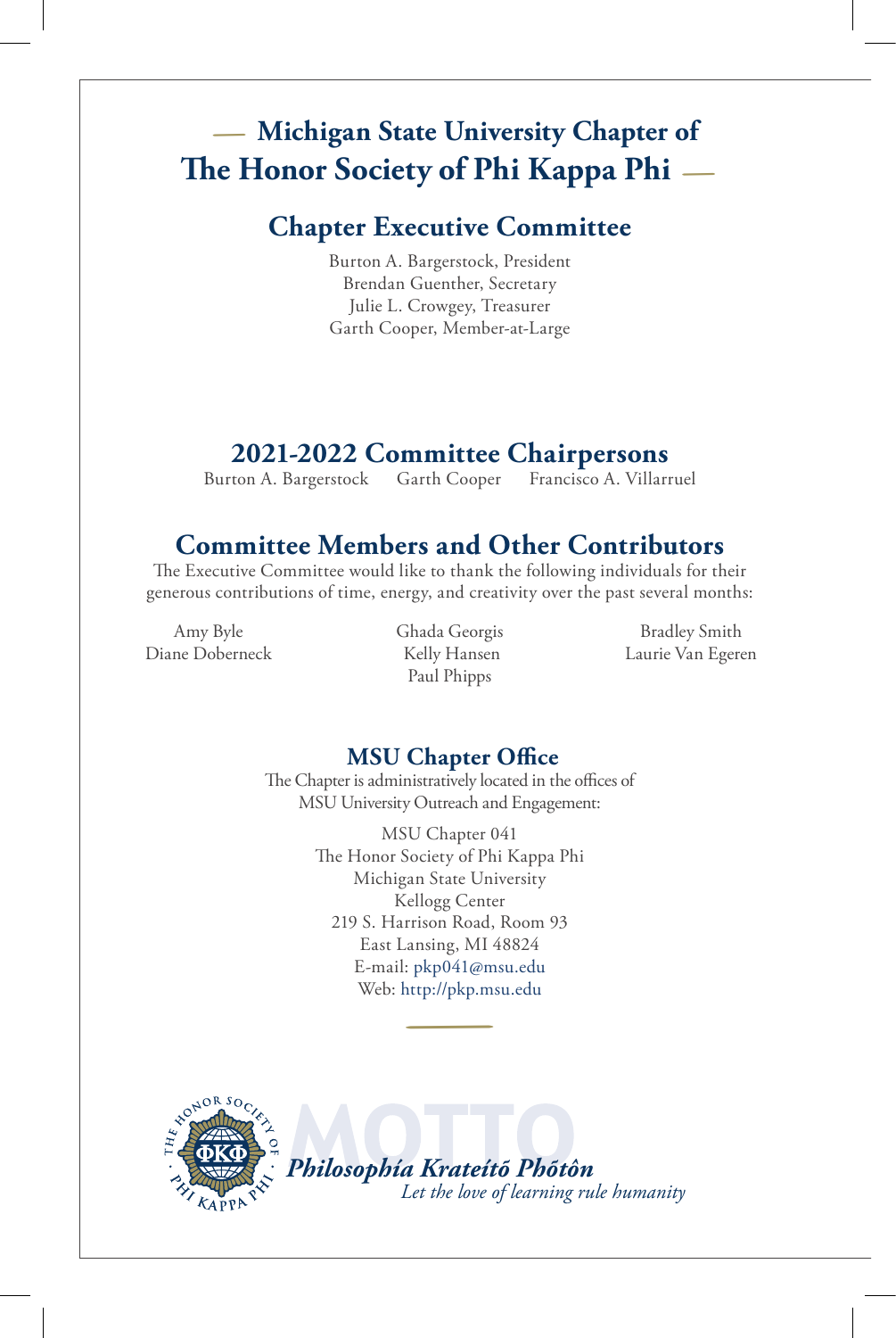# Michigan State University Chapter of The Honor Society of Phi Kappa Phi

## Chapter Executive Committee

Burton A. Bargerstock, President
Brendan Guenther, Secretary
Julie L. Crowgey, Treasurer
Garth Cooper, Member-at-Large

## 2021-2022 Committee Chairpersons

Burton A. Bargerstock    Garth Cooper    Francisco A. Villarruel

## Committee Members and Other Contributors

The Executive Committee would like to thank the following individuals for their generous contributions of time, energy, and creativity over the past several months:

Amy Byle
Diane Doberneck
Ghada Georgis
Kelly Hansen
Paul Phipps
Bradley Smith
Laurie Van Egeren

### MSU Chapter Office

The Chapter is administratively located in the offices of MSU University Outreach and Engagement:

MSU Chapter 041
The Honor Society of Phi Kappa Phi
Michigan State University
Kellogg Center
219 S. Harrison Road, Room 93
East Lansing, MI 48824
E-mail: pkp041@msu.edu
Web: http://pkp.msu.edu

MOTTO

*Philosophía Krateítō Phōtôn*
*Let the love of learning rule humanity*